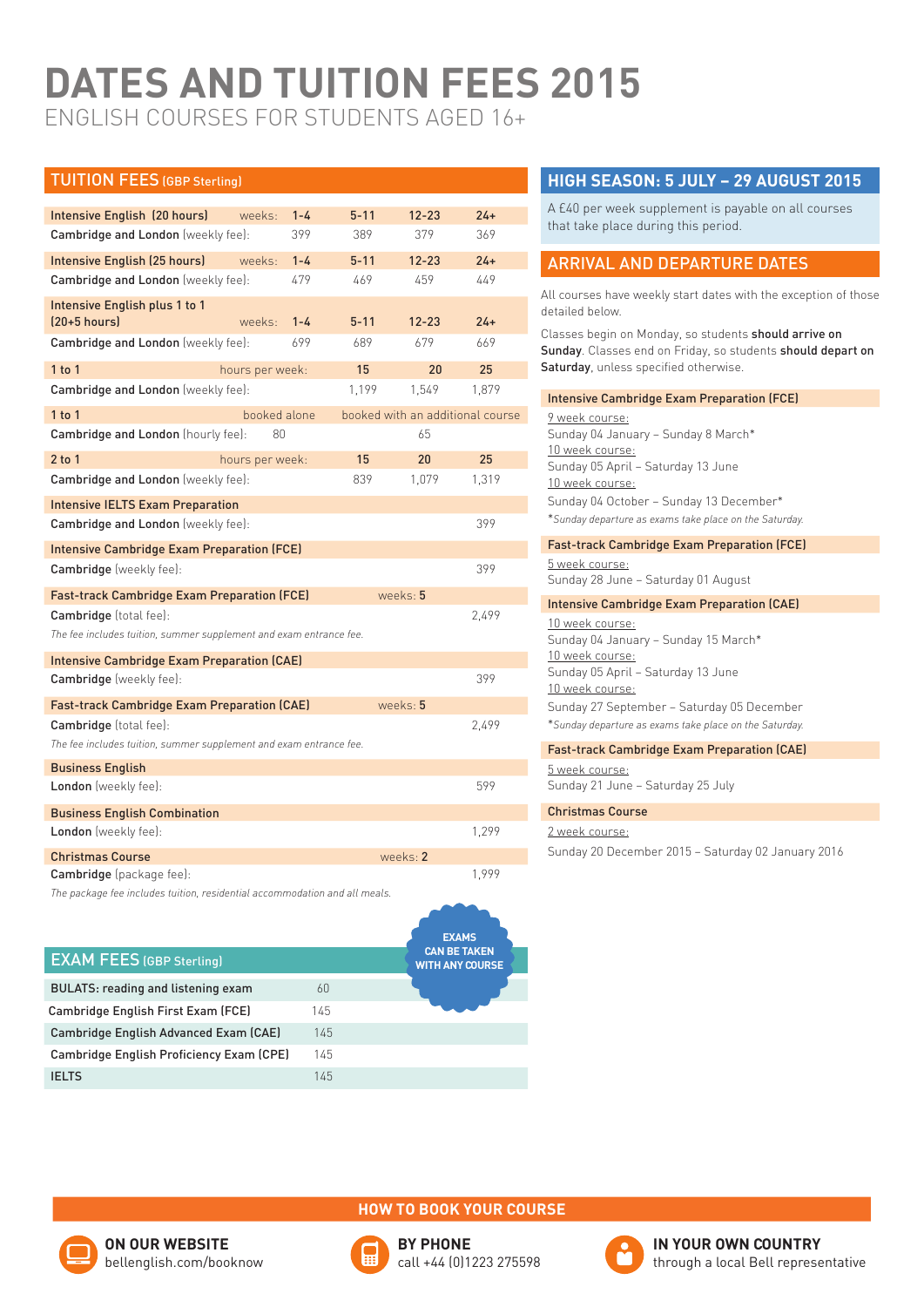# DATES AND TUITION FEES 2015

ENGLISH COURSES FOR STUDENTS AGED 16+

## TUITION FEES (GBP Sterling)

| Intensive English (20 hours) | weeks: 1-4 | 5-11 | 12-23 | 24+ |
|---|---|---|---|---|
| **Cambridge and London** (weekly fee): | 399 | 389 | 379 | 369 |

| Intensive English (25 hours) | weeks: 1-4 | 5-11 | 12-23 | 24+ |
|---|---|---|---|---|
| **Cambridge and London** (weekly fee): | 479 | 469 | 459 | 449 |

| Intensive English plus 1 to 1 (20+5 hours) | weeks: 1-4 | 5-11 | 12-23 | 24+ |
|---|---|---|---|---|
| **Cambridge and London** (weekly fee): | 699 | 689 | 679 | 669 |

| 1 to 1 | hours per week: 15 | 20 | 25 |
|---|---|---|---|
| **Cambridge and London** (weekly fee): | 1,199 | 1,549 | 1,879 |

| 1 to 1 | booked alone | booked with an additional course |
|---|---|---|
| **Cambridge and London** (hourly fee): | 80 | 65 |

| 2 to 1 | hours per week: 15 | 20 | 25 |
|---|---|---|---|
| **Cambridge and London** (weekly fee): | 839 | 1,079 | 1,319 |

| Intensive IELTS Exam Preparation | |
|---|---|
| **Cambridge and London** (weekly fee): | 399 |

| Intensive Cambridge Exam Preparation (FCE) | |
|---|---|
| **Cambridge** (weekly fee): | 399 |

| Fast-track Cambridge Exam Preparation (FCE) | weeks: 5 |
|---|---|
| **Cambridge** (total fee): | 2,499 |

*The fee includes tuition, summer supplement and exam entrance fee.*

| Intensive Cambridge Exam Preparation (CAE) | |
|---|---|
| **Cambridge** (weekly fee): | 399 |

| Fast-track Cambridge Exam Preparation (CAE) | weeks: 5 |
|---|---|
| **Cambridge** (total fee): | 2,499 |

*The fee includes tuition, summer supplement and exam entrance fee.*

| Business English | |
|---|---|
| **London** (weekly fee): | 599 |

| Business English Combination | |
|---|---|
| **London** (weekly fee): | 1,299 |

| Christmas Course | weeks: 2 |
|---|---|
| **Cambridge** (package fee): | 1,999 |

*The package fee includes tuition, residential accommodation and all meals.*

## EXAM FEES (GBP Sterling)

EXAMS CAN BE TAKEN WITH ANY COURSE

| Exam | Fee |
|---|---|
| BULATS: reading and listening exam | 60 |
| Cambridge English First Exam (FCE) | 145 |
| Cambridge English Advanced Exam (CAE) | 145 |
| Cambridge English Proficiency Exam (CPE) | 145 |
| IELTS | 145 |

## HIGH SEASON: 5 JULY – 29 AUGUST 2015

A £40 per week supplement is payable on all courses that take place during this period.

## ARRIVAL AND DEPARTURE DATES

All courses have weekly start dates with the exception of those detailed below.

Classes begin on Monday, so students **should arrive on Sunday**. Classes end on Friday, so students **should depart on Saturday**, unless specified otherwise.

### Intensive Cambridge Exam Preparation (FCE)

9 week course:
Sunday 04 January – Sunday 8 March*
10 week course:
Sunday 05 April – Saturday 13 June
10 week course:
Sunday 04 October – Sunday 13 December*
**Sunday departure as exams take place on the Saturday.*

### Fast-track Cambridge Exam Preparation (FCE)

5 week course:
Sunday 28 June – Saturday 01 August

### Intensive Cambridge Exam Preparation (CAE)

10 week course:
Sunday 04 January – Sunday 15 March*
10 week course:
Sunday 05 April – Saturday 13 June
10 week course:
Sunday 27 September – Saturday 05 December
**Sunday departure as exams take place on the Saturday.*

### Fast-track Cambridge Exam Preparation (CAE)

5 week course:
Sunday 21 June – Saturday 25 July

### Christmas Course

2 week course:
Sunday 20 December 2015 – Saturday 02 January 2016

## HOW TO BOOK YOUR COURSE

**ON OUR WEBSITE**
bellenglish.com/booknow

**BY PHONE**
call +44 (0)1223 275598

**IN YOUR OWN COUNTRY**
through a local Bell representative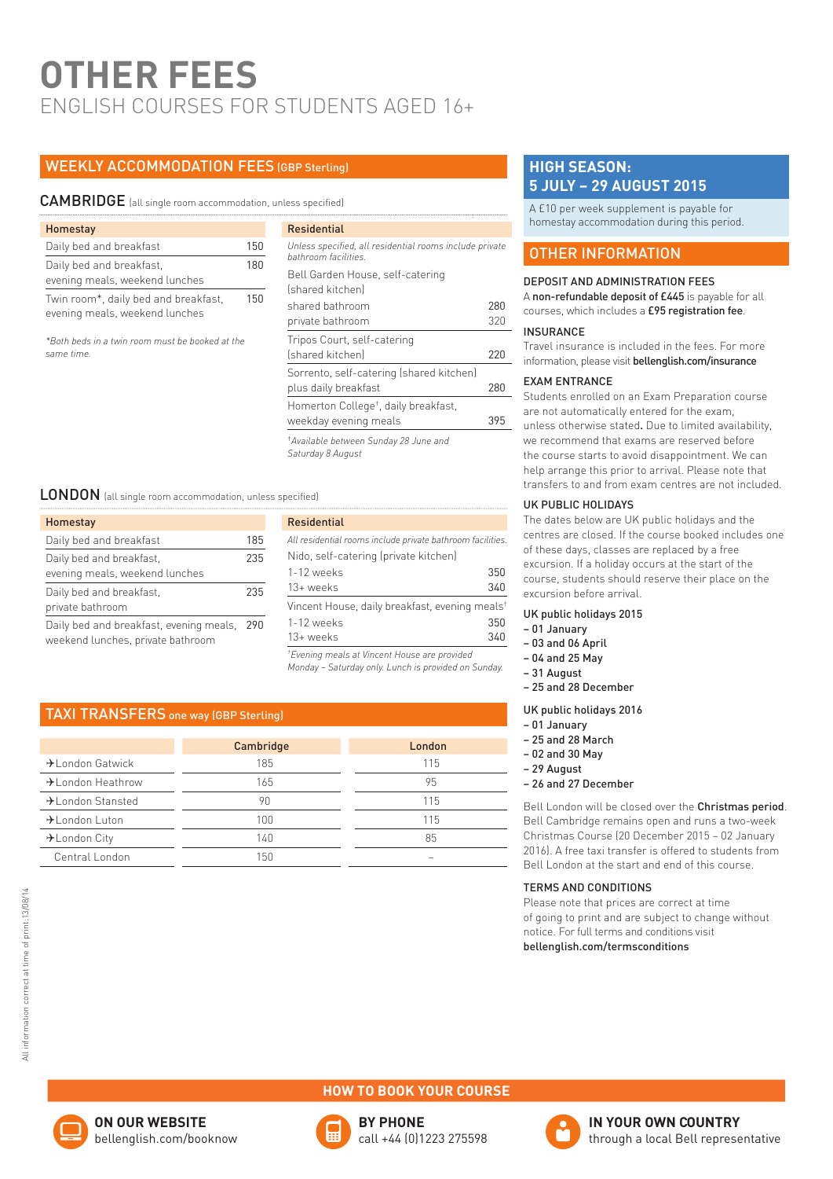# OTHER FEES

ENGLISH COURSES FOR STUDENTS AGED 16+

## WEEKLY ACCOMMODATION FEES (GBP Sterling)

### CAMBRIDGE (all single room accommodation, unless specified)

| Homestay | |
|---|---|
| Daily bed and breakfast | 150 |
| Daily bed and breakfast, evening meals, weekend lunches | 180 |
| Twin room*, daily bed and breakfast, evening meals, weekend lunches | 150 |

*Both beds in a twin room must be booked at the same time.*

| Residential | |
|---|---|
| *Unless specified, all residential rooms include private bathroom facilities.* | |
| Bell Garden House, self-catering (shared kitchen) | |
| shared bathroom | 280 |
| private bathroom | 320 |
| Tripos Court, self-catering (shared kitchen) | 220 |
| Sorrento, self-catering (shared kitchen) plus daily breakfast | 280 |
| Homerton College†, daily breakfast, weekday evening meals | 395 |

†*Available between Sunday 28 June and Saturday 8 August*

### LONDON (all single room accommodation, unless specified)

| Homestay | |
|---|---|
| Daily bed and breakfast | 185 |
| Daily bed and breakfast, evening meals, weekend lunches | 235 |
| Daily bed and breakfast, private bathroom | 235 |
| Daily bed and breakfast, evening meals, weekend lunches, private bathroom | 290 |

| Residential | |
|---|---|
| *All residential rooms include private bathroom facilities.* | |
| Nido, self-catering (private kitchen) | |
| 1-12 weeks | 350 |
| 13+ weeks | 340 |
| Vincent House, daily breakfast, evening meals† | |
| 1-12 weeks | 350 |
| 13+ weeks | 340 |

†*Evening meals at Vincent House are provided Monday – Saturday only. Lunch is provided on Sunday.*

## TAXI TRANSFERS one way (GBP Sterling)

| | Cambridge | London |
|---|---|---|
| ✈London Gatwick | 185 | 115 |
| ✈London Heathrow | 165 | 95 |
| ✈London Stansted | 90 | 115 |
| ✈London Luton | 100 | 115 |
| ✈London City | 140 | 85 |
| Central London | 150 | – |

## HIGH SEASON: 5 JULY – 29 AUGUST 2015

A £10 per week supplement is payable for homestay accommodation during this period.

## OTHER INFORMATION

### DEPOSIT AND ADMINISTRATION FEES

A **non-refundable deposit of £445** is payable for all courses, which includes a **£95 registration fee**.

### INSURANCE

Travel insurance is included in the fees. For more information, please visit **bellenglish.com/insurance**

### EXAM ENTRANCE

Students enrolled on an Exam Preparation course are not automatically entered for the exam, unless otherwise stated. Due to limited availability, we recommend that exams are reserved before the course starts to avoid disappointment. We can help arrange this prior to arrival. Please note that transfers to and from exam centres are not included.

### UK PUBLIC HOLIDAYS

The dates below are UK public holidays and the centres are closed. If the course booked includes one of these days, classes are replaced by a free excursion. If a holiday occurs at the start of the course, students should reserve their place on the excursion before arrival.

**UK public holidays 2015**

- **01 January**
- **03 and 06 April**
- **04 and 25 May**
- **31 August**
- **25 and 28 December**

**UK public holidays 2016**

- **01 January**
- **25 and 28 March**
- **02 and 30 May**
- **29 August**
- **26 and 27 December**

Bell London will be closed over the **Christmas period**. Bell Cambridge remains open and runs a two-week Christmas Course (20 December 2015 – 02 January 2016). A free taxi transfer is offered to students from Bell London at the start and end of this course.

### TERMS AND CONDITIONS

Please note that prices are correct at time of going to print and are subject to change without notice. For full terms and conditions visit **bellenglish.com/termsconditions**

All information correct at time of print: 13/08/14

## HOW TO BOOK YOUR COURSE

**ON OUR WEBSITE**
bellenglish.com/booknow

**BY PHONE**
call +44 (0)1223 275598

**IN YOUR OWN COUNTRY**
through a local Bell representative